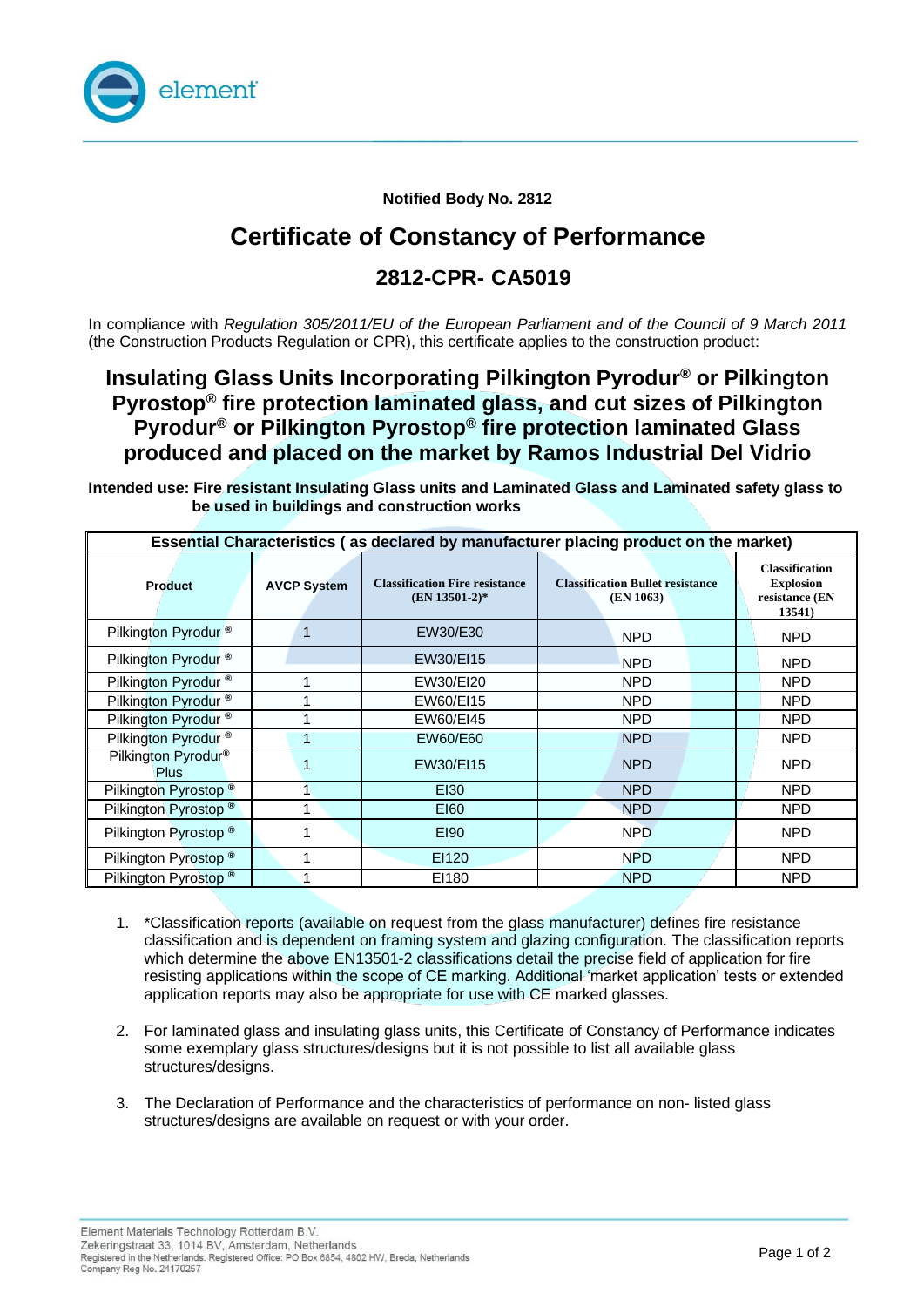**Notified Body No. 2812**

# Certificate of Constancy of Performance

## 2812-CPR- CA5019

In compliance with *Regulation 305/2011/EU of the European Parliament and of the Council of 9 March 2011* (the Construction Products Regulation or CPR), this certificate applies to the construction product:

## Insulating Glass Units Incorporating Pilkington Pyrodur® or Pilkington Pyrostop® fire protection laminated glass, and cut sizes of Pilkington Pyrodur® or Pilkington Pyrostop® fire protection laminated Glass produced and placed on the market by Ramos Industrial Del Vidrio

**Intended use: Fire resistant Insulating Glass units and Laminated Glass and Laminated safety glass to be used in buildings and construction works**

| Essential Characteristics ( as declared by manufacturer placing product on the market) | | | | |
|---|---|---|---|---|
| **Product** | **AVCP System** | **Classification Fire resistance (EN 13501-2)*** | **Classification Bullet resistance (EN 1063)** | **Classification Explosion resistance (EN 13541)** |
| Pilkington Pyrodur ® | 1 | EW30/E30 | NPD | NPD |
| Pilkington Pyrodur ® | | EW30/EI15 | NPD | NPD |
| Pilkington Pyrodur ® | 1 | EW30/EI20 | NPD | NPD |
| Pilkington Pyrodur ® | 1 | EW60/EI15 | NPD | NPD |
| Pilkington Pyrodur ® | 1 | EW60/EI45 | NPD | NPD |
| Pilkington Pyrodur ® | 1 | EW60/E60 | NPD | NPD |
| Pilkington Pyrodur® Plus | 1 | EW30/EI15 | NPD | NPD |
| Pilkington Pyrostop ® | 1 | EI30 | NPD | NPD |
| Pilkington Pyrostop ® | 1 | EI60 | NPD | NPD |
| Pilkington Pyrostop ® | 1 | EI90 | NPD | NPD |
| Pilkington Pyrostop ® | 1 | EI120 | NPD | NPD |
| Pilkington Pyrostop ® | 1 | EI180 | NPD | NPD |

1. *Classification reports (available on request from the glass manufacturer) defines fire resistance classification and is dependent on framing system and glazing configuration. The classification reports which determine the above EN13501-2 classifications detail the precise field of application for fire resisting applications within the scope of CE marking. Additional 'market application' tests or extended application reports may also be appropriate for use with CE marked glasses.

2. For laminated glass and insulating glass units, this Certificate of Constancy of Performance indicates some exemplary glass structures/designs but it is not possible to list all available glass structures/designs.

3. The Declaration of Performance and the characteristics of performance on non- listed glass structures/designs are available on request or with your order.

Element Materials Technology Rotterdam B.V.
Zekeringstraat 33, 1014 BV, Amsterdam, Netherlands
Registered in the Netherlands. Registered Office: PO Box 6854, 4802 HW, Breda, Netherlands
Company Reg No. 24170257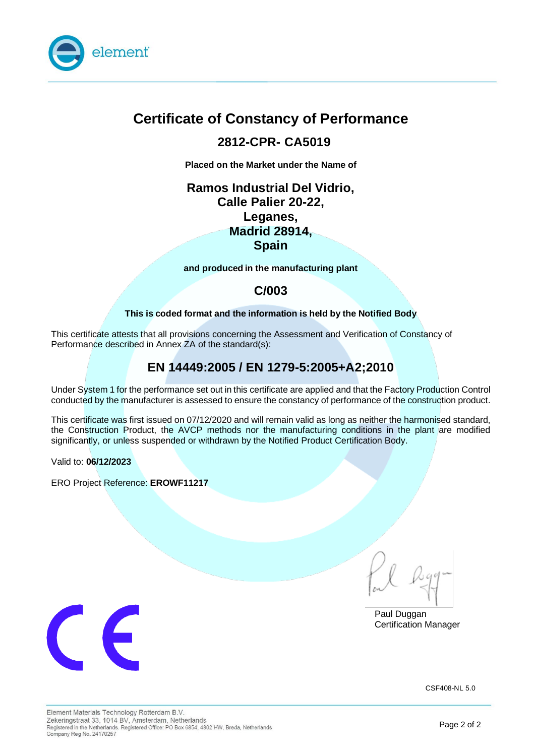# Certificate of Constancy of Performance

## 2812-CPR- CA5019

**Placed on the Market under the Name of**

**Ramos Industrial Del Vidrio,**
**Calle Palier 20-22,**
**Leganes,**
**Madrid 28914,**
**Spain**

**and produced in the manufacturing plant**

## C/003

**This is coded format and the information is held by the Notified Body**

This certificate attests that all provisions concerning the Assessment and Verification of Constancy of Performance described in Annex ZA of the standard(s):

## EN 14449:2005 / EN 1279-5:2005+A2;2010

Under System 1 for the performance set out in this certificate are applied and that the Factory Production Control conducted by the manufacturer is assessed to ensure the constancy of performance of the construction product.

This certificate was first issued on 07/12/2020 and will remain valid as long as neither the harmonised standard, the Construction Product, the AVCP methods nor the manufacturing conditions in the plant are modified significantly, or unless suspended or withdrawn by the Notified Product Certification Body.

Valid to: **06/12/2023**

ERO Project Reference: **EROWF11217**

Paul Duggan
Certification Manager

CSF408-NL 5.0

Element Materials Technology Rotterdam B.V.
Zekeringstraat 33, 1014 BV, Amsterdam, Netherlands
Registered in the Netherlands. Registered Office: PO Box 6854, 4802 HW, Breda, Netherlands
Company Reg No. 24170257